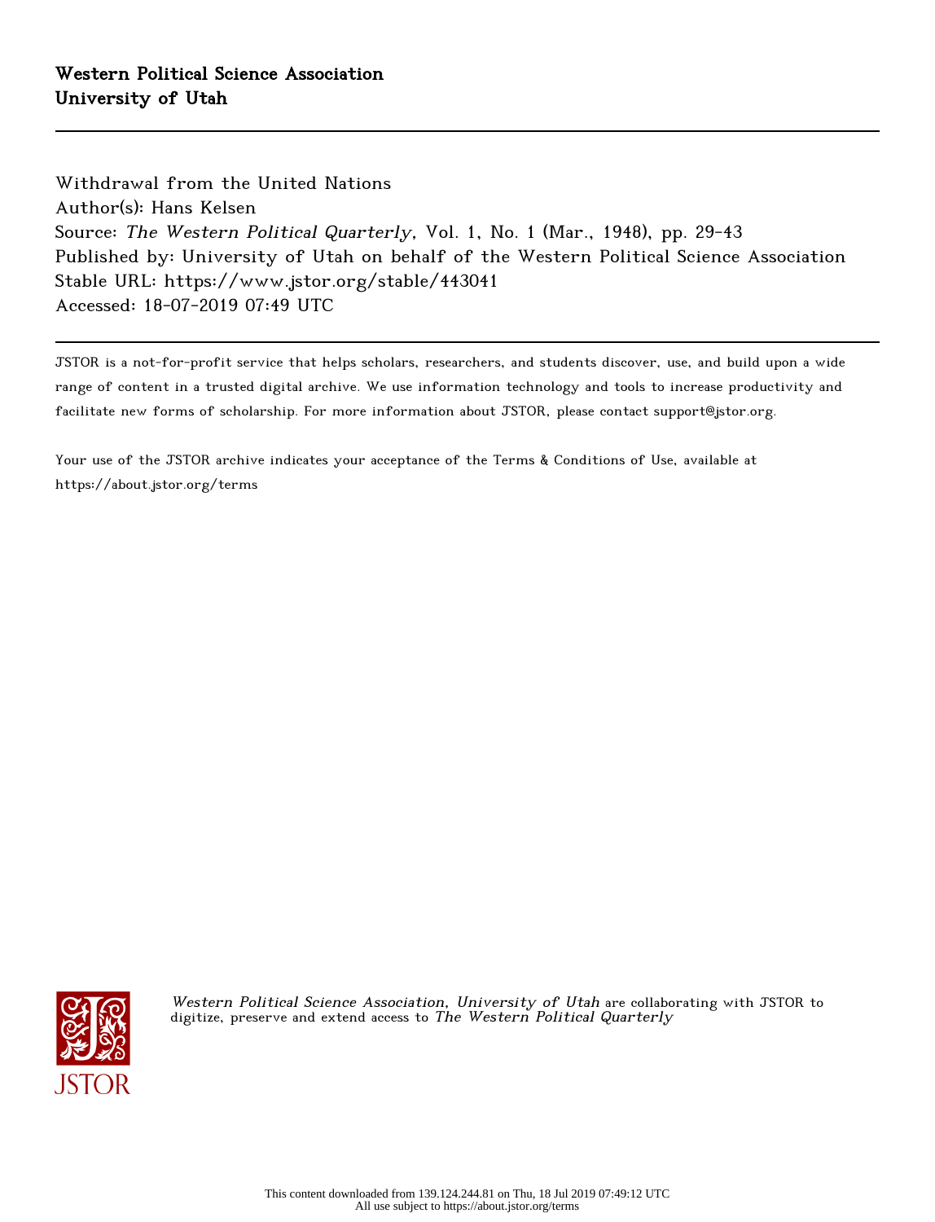Western Political Science Association
University of Utah

Withdrawal from the United Nations
Author(s): Hans Kelsen
Source: *The Western Political Quarterly*, Vol. 1, No. 1 (Mar., 1948), pp. 29-43
Published by: University of Utah on behalf of the Western Political Science Association
Stable URL: https://www.jstor.org/stable/443041
Accessed: 18-07-2019 07:49 UTC

JSTOR is a not-for-profit service that helps scholars, researchers, and students discover, use, and build upon a wide range of content in a trusted digital archive. We use information technology and tools to increase productivity and facilitate new forms of scholarship. For more information about JSTOR, please contact support@jstor.org.

Your use of the JSTOR archive indicates your acceptance of the Terms & Conditions of Use, available at https://about.jstor.org/terms

*Western Political Science Association, University of Utah* are collaborating with JSTOR to digitize, preserve and extend access to *The Western Political Quarterly*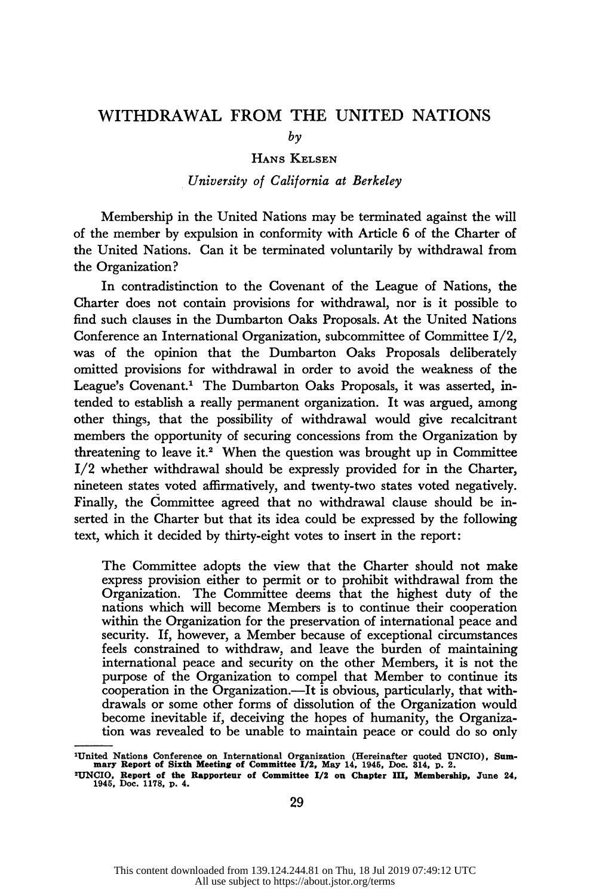# WITHDRAWAL FROM THE UNITED NATIONS

*by*

HANS KELSEN

*University of California at Berkeley*

Membership in the United Nations may be terminated against the will of the member by expulsion in conformity with Article 6 of the Charter of the United Nations. Can it be terminated voluntarily by withdrawal from the Organization?

In contradistinction to the Covenant of the League of Nations, the Charter does not contain provisions for withdrawal, nor is it possible to find such clauses in the Dumbarton Oaks Proposals. At the United Nations Conference an International Organization, subcommittee of Committee I/2, was of the opinion that the Dumbarton Oaks Proposals deliberately omitted provisions for withdrawal in order to avoid the weakness of the League's Covenant.[1] The Dumbarton Oaks Proposals, it was asserted, intended to establish a really permanent organization. It was argued, among other things, that the possibility of withdrawal would give recalcitrant members the opportunity of securing concessions from the Organization by threatening to leave it.[2] When the question was brought up in Committee I/2 whether withdrawal should be expressly provided for in the Charter, nineteen states voted affirmatively, and twenty-two states voted negatively. Finally, the Committee agreed that no withdrawal clause should be inserted in the Charter but that its idea could be expressed by the following text, which it decided by thirty-eight votes to insert in the report:

> The Committee adopts the view that the Charter should not make express provision either to permit or to prohibit withdrawal from the Organization. The Committee deems that the highest duty of the nations which will become Members is to continue their cooperation within the Organization for the preservation of international peace and security. If, however, a Member because of exceptional circumstances feels constrained to withdraw, and leave the burden of maintaining international peace and security on the other Members, it is not the purpose of the Organization to compel that Member to continue its cooperation in the Organization.—It is obvious, particularly, that withdrawals or some other forms of dissolution of the Organization would become inevitable if, deceiving the hopes of humanity, the Organization was revealed to be unable to maintain peace or could do so only

[1] United Nations Conference on International Organization (Hereinafter quoted UNCIO), Summary Report of Sixth Meeting of Committee I/2, May 14, 1945, Doc. 314, p. 2.

[2] UNCIO, Report of the Rapporteur of Committee I/2 on Chapter III, Membership, June 24, 1945, Doc. 1178, p. 4.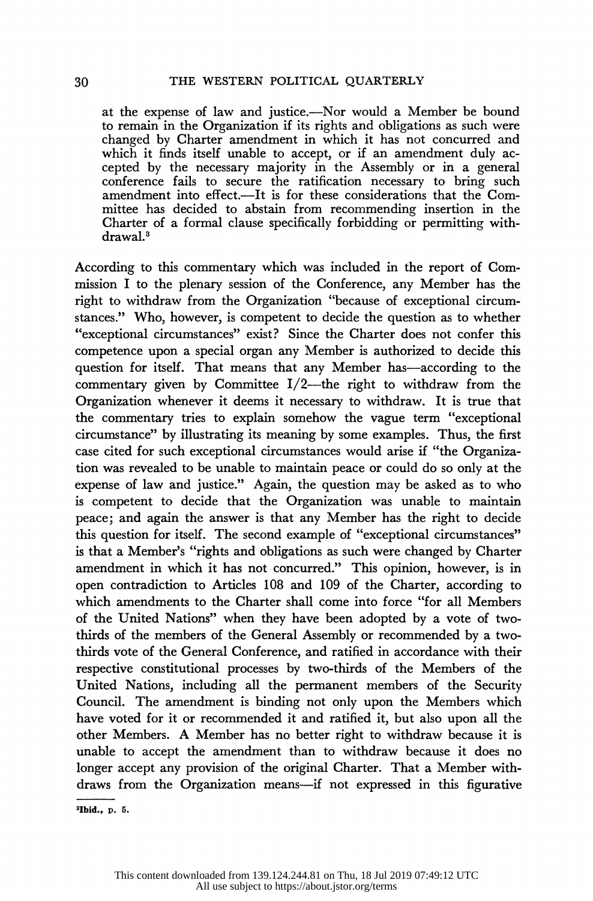at the expense of law and justice.—Nor would a Member be bound to remain in the Organization if its rights and obligations as such were changed by Charter amendment in which it has not concurred and which it finds itself unable to accept, or if an amendment duly accepted by the necessary majority in the Assembly or in a general conference fails to secure the ratification necessary to bring such amendment into effect.—It is for these considerations that the Committee has decided to abstain from recommending insertion in the Charter of a formal clause specifically forbidding or permitting withdrawal.[3]

According to this commentary which was included in the report of Commission I to the plenary session of the Conference, any Member has the right to withdraw from the Organization "because of exceptional circumstances." Who, however, is competent to decide the question as to whether "exceptional circumstances" exist? Since the Charter does not confer this competence upon a special organ any Member is authorized to decide this question for itself. That means that any Member has—according to the commentary given by Committee I/2—the right to withdraw from the Organization whenever it deems it necessary to withdraw. It is true that the commentary tries to explain somehow the vague term "exceptional circumstance" by illustrating its meaning by some examples. Thus, the first case cited for such exceptional circumstances would arise if "the Organization was revealed to be unable to maintain peace or could do so only at the expense of law and justice." Again, the question may be asked as to who is competent to decide that the Organization was unable to maintain peace; and again the answer is that any Member has the right to decide this question for itself. The second example of "exceptional circumstances" is that a Member's "rights and obligations as such were changed by Charter amendment in which it has not concurred." This opinion, however, is in open contradiction to Articles 108 and 109 of the Charter, according to which amendments to the Charter shall come into force "for all Members of the United Nations" when they have been adopted by a vote of two-thirds of the members of the General Assembly or recommended by a two-thirds vote of the General Conference, and ratified in accordance with their respective constitutional processes by two-thirds of the Members of the United Nations, including all the permanent members of the Security Council. The amendment is binding not only upon the Members which have voted for it or recommended it and ratified it, but also upon all the other Members. A Member has no better right to withdraw because it is unable to accept the amendment than to withdraw because it does no longer accept any provision of the original Charter. That a Member withdraws from the Organization means—if not expressed in this figurative

[3] Ibid., p. 5.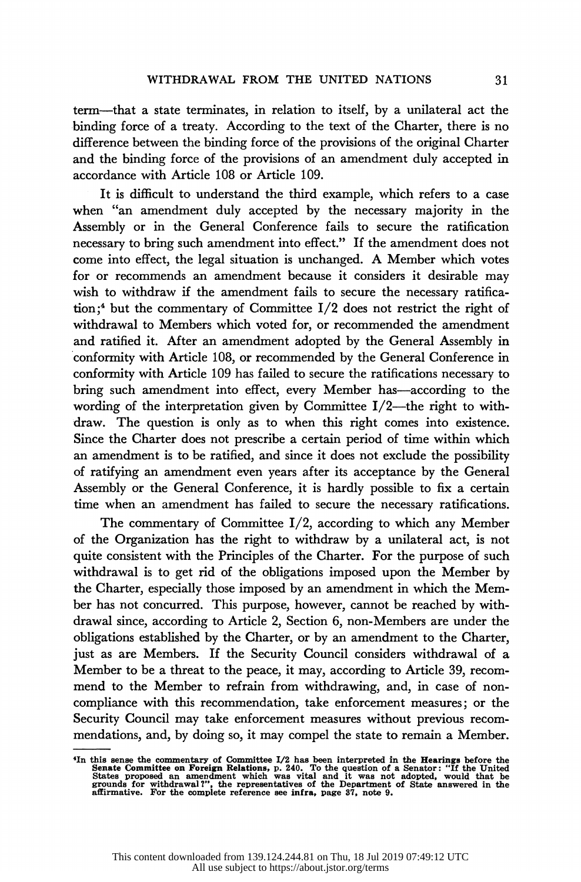term—that a state terminates, in relation to itself, by a unilateral act the binding force of a treaty. According to the text of the Charter, there is no difference between the binding force of the provisions of the original Charter and the binding force of the provisions of an amendment duly accepted in accordance with Article 108 or Article 109.

It is difficult to understand the third example, which refers to a case when "an amendment duly accepted by the necessary majority in the Assembly or in the General Conference fails to secure the ratification necessary to bring such amendment into effect." If the amendment does not come into effect, the legal situation is unchanged. A Member which votes for or recommends an amendment because it considers it desirable may wish to withdraw if the amendment fails to secure the necessary ratification;[4] but the commentary of Committee I/2 does not restrict the right of withdrawal to Members which voted for, or recommended the amendment and ratified it. After an amendment adopted by the General Assembly in conformity with Article 108, or recommended by the General Conference in conformity with Article 109 has failed to secure the ratifications necessary to bring such amendment into effect, every Member has—according to the wording of the interpretation given by Committee I/2—the right to withdraw. The question is only as to when this right comes into existence. Since the Charter does not prescribe a certain period of time within which an amendment is to be ratified, and since it does not exclude the possibility of ratifying an amendment even years after its acceptance by the General Assembly or the General Conference, it is hardly possible to fix a certain time when an amendment has failed to secure the necessary ratifications.

The commentary of Committee I/2, according to which any Member of the Organization has the right to withdraw by a unilateral act, is not quite consistent with the Principles of the Charter. For the purpose of such withdrawal is to get rid of the obligations imposed upon the Member by the Charter, especially those imposed by an amendment in which the Member has not concurred. This purpose, however, cannot be reached by withdrawal since, according to Article 2, Section 6, non-Members are under the obligations established by the Charter, or by an amendment to the Charter, just as are Members. If the Security Council considers withdrawal of a Member to be a threat to the peace, it may, according to Article 39, recommend to the Member to refrain from withdrawing, and, in case of non-compliance with this recommendation, take enforcement measures; or the Security Council may take enforcement measures without previous recommendations, and, by doing so, it may compel the state to remain a Member.

---

[4]In this sense the commentary of Committee I/2 has been interpreted in the **Hearings** before the **Senate Committee on Foreign Relations**, p. 240. To the question of a Senator: "If the United States proposed an amendment which was vital and it was not adopted, would that be grounds for withdrawal?", the representatives of the Department of State answered in the affirmative. For the complete reference see **infra**, page 37, note 9.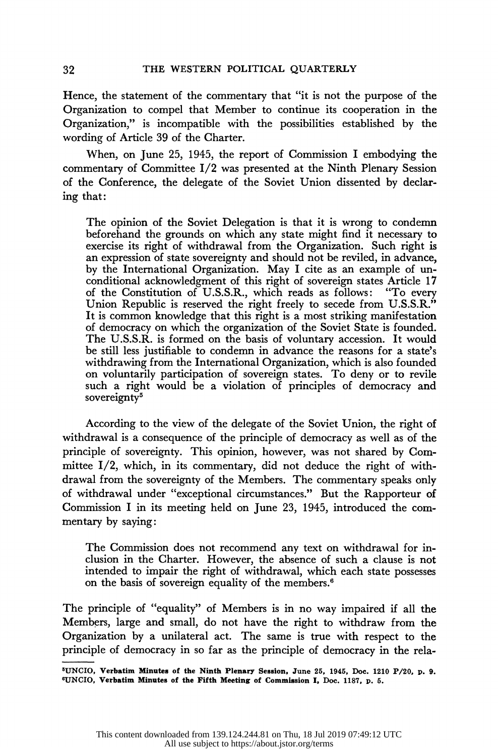Hence, the statement of the commentary that "it is not the purpose of the Organization to compel that Member to continue its cooperation in the Organization," is incompatible with the possibilities established by the wording of Article 39 of the Charter.

When, on June 25, 1945, the report of Commission I embodying the commentary of Committee I/2 was presented at the Ninth Plenary Session of the Conference, the delegate of the Soviet Union dissented by declaring that:

> The opinion of the Soviet Delegation is that it is wrong to condemn beforehand the grounds on which any state might find it necessary to exercise its right of withdrawal from the Organization. Such right is an expression of state sovereignty and should not be reviled, in advance, by the International Organization. May I cite as an example of unconditional acknowledgment of this right of sovereign states Article 17 of the Constitution of U.S.S.R., which reads as follows: "To every Union Republic is reserved the right freely to secede from U.S.S.R." It is common knowledge that this right is a most striking manifestation of democracy on which the organization of the Soviet State is founded. The U.S.S.R. is formed on the basis of voluntary accession. It would be still less justifiable to condemn in advance the reasons for a state's withdrawing from the International Organization, which is also founded on voluntarily participation of sovereign states. To deny or to revile such a right would be a violation of principles of democracy and sovereignty[5]

According to the view of the delegate of the Soviet Union, the right of withdrawal is a consequence of the principle of democracy as well as of the principle of sovereignty. This opinion, however, was not shared by Committee I/2, which, in its commentary, did not deduce the right of withdrawal from the sovereignty of the Members. The commentary speaks only of withdrawal under "exceptional circumstances." But the Rapporteur of Commission I in its meeting held on June 23, 1945, introduced the commentary by saying:

> The Commission does not recommend any text on withdrawal for inclusion in the Charter. However, the absence of such a clause is not intended to impair the right of withdrawal, which each state possesses on the basis of sovereign equality of the members.[6]

The principle of "equality" of Members is in no way impaired if all the Members, large and small, do not have the right to withdraw from the Organization by a unilateral act. The same is true with respect to the principle of democracy in so far as the principle of democracy in the rela-

[5] UNCIO, Verbatim Minutes of the Ninth Plenary Session, June 25, 1945, Doc. 1210 P/20, p. 9.

[6] UNCIO, Verbatim Minutes of the Fifth Meeting of Commission I, Doc. 1187, p. 5.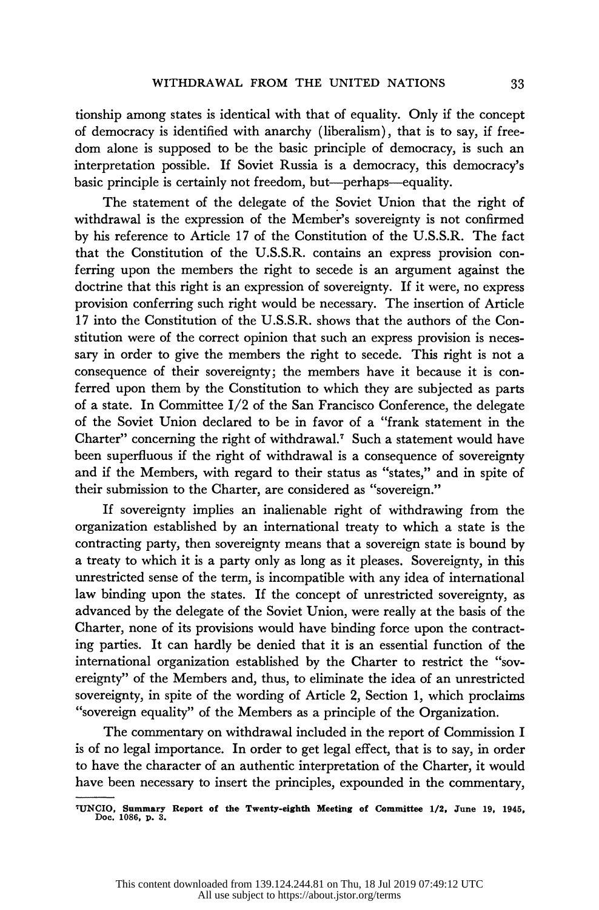tionship among states is identical with that of equality. Only if the concept of democracy is identified with anarchy (liberalism), that is to say, if freedom alone is supposed to be the basic principle of democracy, is such an interpretation possible. If Soviet Russia is a democracy, this democracy's basic principle is certainly not freedom, but—perhaps—equality.

The statement of the delegate of the Soviet Union that the right of withdrawal is the expression of the Member's sovereignty is not confirmed by his reference to Article 17 of the Constitution of the U.S.S.R. The fact that the Constitution of the U.S.S.R. contains an express provision conferring upon the members the right to secede is an argument against the doctrine that this right is an expression of sovereignty. If it were, no express provision conferring such right would be necessary. The insertion of Article 17 into the Constitution of the U.S.S.R. shows that the authors of the Constitution were of the correct opinion that such an express provision is necessary in order to give the members the right to secede. This right is not a consequence of their sovereignty; the members have it because it is conferred upon them by the Constitution to which they are subjected as parts of a state. In Committee I/2 of the San Francisco Conference, the delegate of the Soviet Union declared to be in favor of a "frank statement in the Charter" concerning the right of withdrawal.[7] Such a statement would have been superfluous if the right of withdrawal is a consequence of sovereignty and if the Members, with regard to their status as "states," and in spite of their submission to the Charter, are considered as "sovereign."

If sovereignty implies an inalienable right of withdrawing from the organization established by an international treaty to which a state is the contracting party, then sovereignty means that a sovereign state is bound by a treaty to which it is a party only as long as it pleases. Sovereignty, in this unrestricted sense of the term, is incompatible with any idea of international law binding upon the states. If the concept of unrestricted sovereignty, as advanced by the delegate of the Soviet Union, were really at the basis of the Charter, none of its provisions would have binding force upon the contracting parties. It can hardly be denied that it is an essential function of the international organization established by the Charter to restrict the "sovereignty" of the Members and, thus, to eliminate the idea of an unrestricted sovereignty, in spite of the wording of Article 2, Section 1, which proclaims "sovereign equality" of the Members as a principle of the Organization.

The commentary on withdrawal included in the report of Commission I is of no legal importance. In order to get legal effect, that is to say, in order to have the character of an authentic interpretation of the Charter, it would have been necessary to insert the principles, expounded in the commentary,

---

[7] UNCIO, Summary Report of the Twenty-eighth Meeting of Committee 1/2, June 19, 1945, Doc. 1086, p. 3.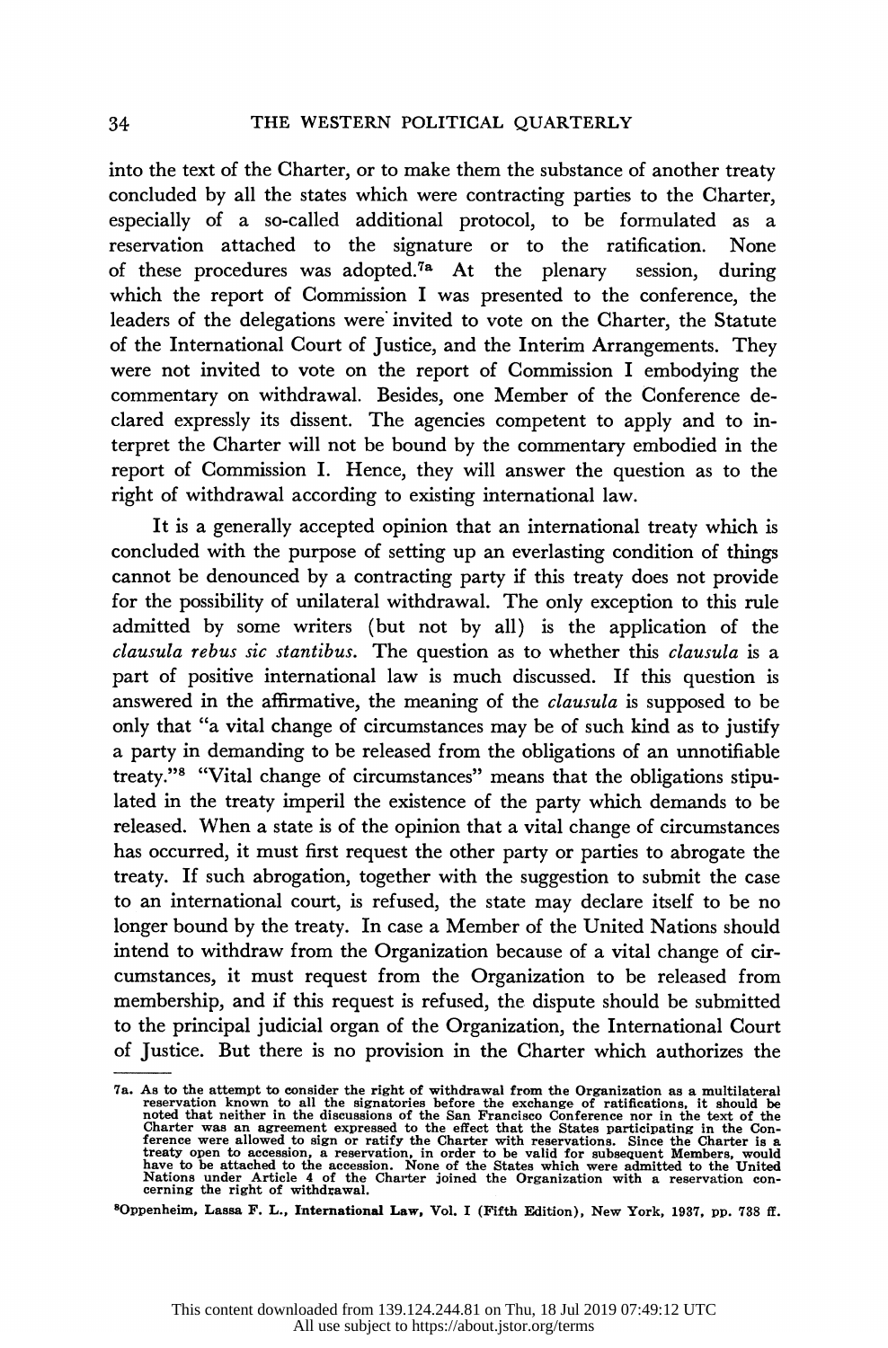into the text of the Charter, or to make them the substance of another treaty concluded by all the states which were contracting parties to the Charter, especially of a so-called additional protocol, to be formulated as a reservation attached to the signature or to the ratification. None of these procedures was adopted.[7a] At the plenary session, during which the report of Commission I was presented to the conference, the leaders of the delegations were invited to vote on the Charter, the Statute of the International Court of Justice, and the Interim Arrangements. They were not invited to vote on the report of Commission I embodying the commentary on withdrawal. Besides, one Member of the Conference declared expressly its dissent. The agencies competent to apply and to interpret the Charter will not be bound by the commentary embodied in the report of Commission I. Hence, they will answer the question as to the right of withdrawal according to existing international law.

It is a generally accepted opinion that an international treaty which is concluded with the purpose of setting up an everlasting condition of things cannot be denounced by a contracting party if this treaty does not provide for the possibility of unilateral withdrawal. The only exception to this rule admitted by some writers (but not by all) is the application of the *clausula rebus sic stantibus*. The question as to whether this *clausula* is a part of positive international law is much discussed. If this question is answered in the affirmative, the meaning of the *clausula* is supposed to be only that "a vital change of circumstances may be of such kind as to justify a party in demanding to be released from the obligations of an unnotifiable treaty."[8] "Vital change of circumstances" means that the obligations stipulated in the treaty imperil the existence of the party which demands to be released. When a state is of the opinion that a vital change of circumstances has occurred, it must first request the other party or parties to abrogate the treaty. If such abrogation, together with the suggestion to submit the case to an international court, is refused, the state may declare itself to be no longer bound by the treaty. In case a Member of the United Nations should intend to withdraw from the Organization because of a vital change of circumstances, it must request from the Organization to be released from membership, and if this request is refused, the dispute should be submitted to the principal judicial organ of the Organization, the International Court of Justice. But there is no provision in the Charter which authorizes the

---

7a. As to the attempt to consider the right of withdrawal from the Organization as a multilateral reservation known to all the signatories before the exchange of ratifications, it should be noted that neither in the discussions of the San Francisco Conference nor in the text of the Charter was an agreement expressed to the effect that the States participating in the Conference were allowed to sign or ratify the Charter with reservations. Since the Charter is a treaty open to accession, a reservation, in order to be valid for subsequent Members, would have to be attached to the accession. None of the States which were admitted to the United Nations under Article 4 of the Charter joined the Organization with a reservation concerning the right of withdrawal.

8. Oppenheim, Lassa F. L., **International Law**, Vol. I (Fifth Edition), New York, 1937, pp. 738 ff.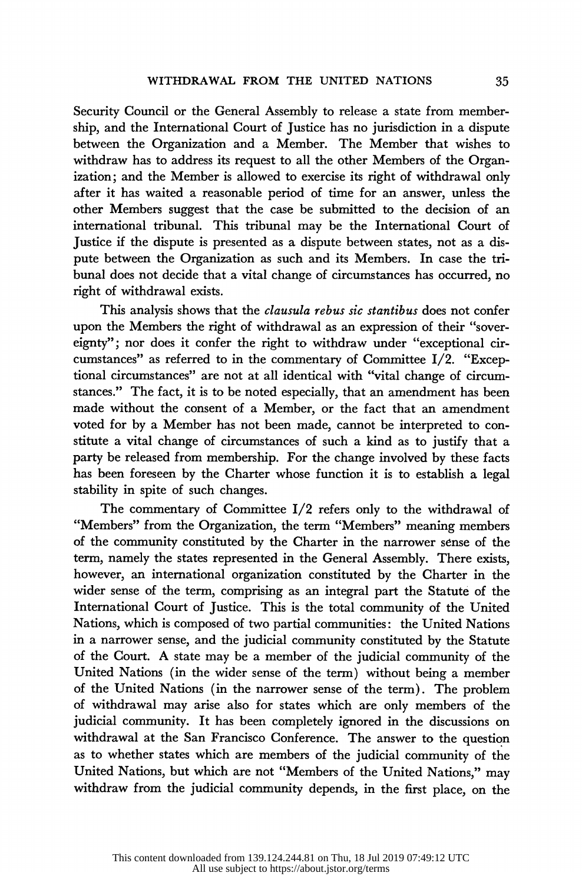Security Council or the General Assembly to release a state from membership, and the International Court of Justice has no jurisdiction in a dispute between the Organization and a Member. The Member that wishes to withdraw has to address its request to all the other Members of the Organization; and the Member is allowed to exercise its right of withdrawal only after it has waited a reasonable period of time for an answer, unless the other Members suggest that the case be submitted to the decision of an international tribunal. This tribunal may be the International Court of Justice if the dispute is presented as a dispute between states, not as a dispute between the Organization as such and its Members. In case the tribunal does not decide that a vital change of circumstances has occurred, no right of withdrawal exists.

This analysis shows that the *clausula rebus sic stantibus* does not confer upon the Members the right of withdrawal as an expression of their "sovereignty"; nor does it confer the right to withdraw under "exceptional circumstances" as referred to in the commentary of Committee I/2. "Exceptional circumstances" are not at all identical with "vital change of circumstances." The fact, it is to be noted especially, that an amendment has been made without the consent of a Member, or the fact that an amendment voted for by a Member has not been made, cannot be interpreted to constitute a vital change of circumstances of such a kind as to justify that a party be released from membership. For the change involved by these facts has been foreseen by the Charter whose function it is to establish a legal stability in spite of such changes.

The commentary of Committee I/2 refers only to the withdrawal of "Members" from the Organization, the term "Members" meaning members of the community constituted by the Charter in the narrower sense of the term, namely the states represented in the General Assembly. There exists, however, an international organization constituted by the Charter in the wider sense of the term, comprising as an integral part the Statute of the International Court of Justice. This is the total community of the United Nations, which is composed of two partial communities: the United Nations in a narrower sense, and the judicial community constituted by the Statute of the Court. A state may be a member of the judicial community of the United Nations (in the wider sense of the term) without being a member of the United Nations (in the narrower sense of the term). The problem of withdrawal may arise also for states which are only members of the judicial community. It has been completely ignored in the discussions on withdrawal at the San Francisco Conference. The answer to the question as to whether states which are members of the judicial community of the United Nations, but which are not "Members of the United Nations," may withdraw from the judicial community depends, in the first place, on the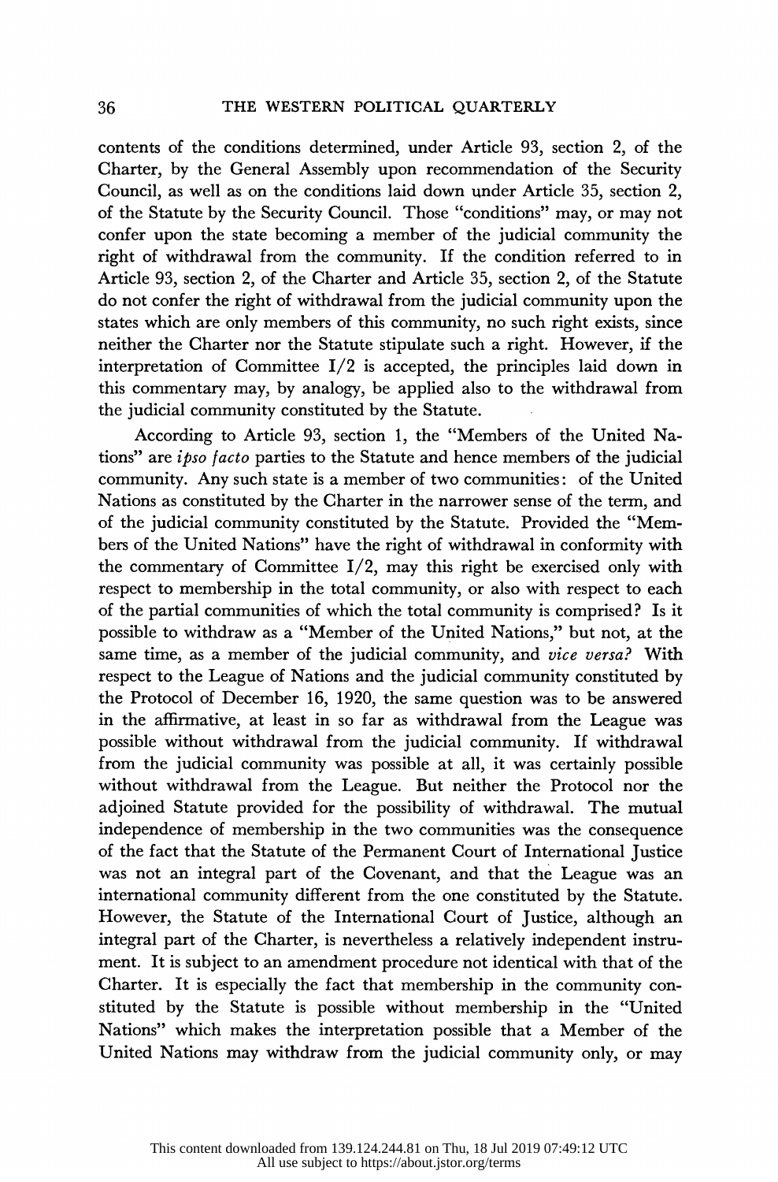contents of the conditions determined, under Article 93, section 2, of the Charter, by the General Assembly upon recommendation of the Security Council, as well as on the conditions laid down under Article 35, section 2, of the Statute by the Security Council. Those "conditions" may, or may not confer upon the state becoming a member of the judicial community the right of withdrawal from the community. If the condition referred to in Article 93, section 2, of the Charter and Article 35, section 2, of the Statute do not confer the right of withdrawal from the judicial community upon the states which are only members of this community, no such right exists, since neither the Charter nor the Statute stipulate such a right. However, if the interpretation of Committee I/2 is accepted, the principles laid down in this commentary may, by analogy, be applied also to the withdrawal from the judicial community constituted by the Statute.

According to Article 93, section 1, the "Members of the United Nations" are *ipso facto* parties to the Statute and hence members of the judicial community. Any such state is a member of two communities: of the United Nations as constituted by the Charter in the narrower sense of the term, and of the judicial community constituted by the Statute. Provided the "Members of the United Nations" have the right of withdrawal in conformity with the commentary of Committee I/2, may this right be exercised only with respect to membership in the total community, or also with respect to each of the partial communities of which the total community is comprised? Is it possible to withdraw as a "Member of the United Nations," but not, at the same time, as a member of the judicial community, and *vice versa?* With respect to the League of Nations and the judicial community constituted by the Protocol of December 16, 1920, the same question was to be answered in the affirmative, at least in so far as withdrawal from the League was possible without withdrawal from the judicial community. If withdrawal from the judicial community was possible at all, it was certainly possible without withdrawal from the League. But neither the Protocol nor the adjoined Statute provided for the possibility of withdrawal. The mutual independence of membership in the two communities was the consequence of the fact that the Statute of the Permanent Court of International Justice was not an integral part of the Covenant, and that the League was an international community different from the one constituted by the Statute. However, the Statute of the International Court of Justice, although an integral part of the Charter, is nevertheless a relatively independent instrument. It is subject to an amendment procedure not identical with that of the Charter. It is especially the fact that membership in the community constituted by the Statute is possible without membership in the "United Nations" which makes the interpretation possible that a Member of the United Nations may withdraw from the judicial community only, or may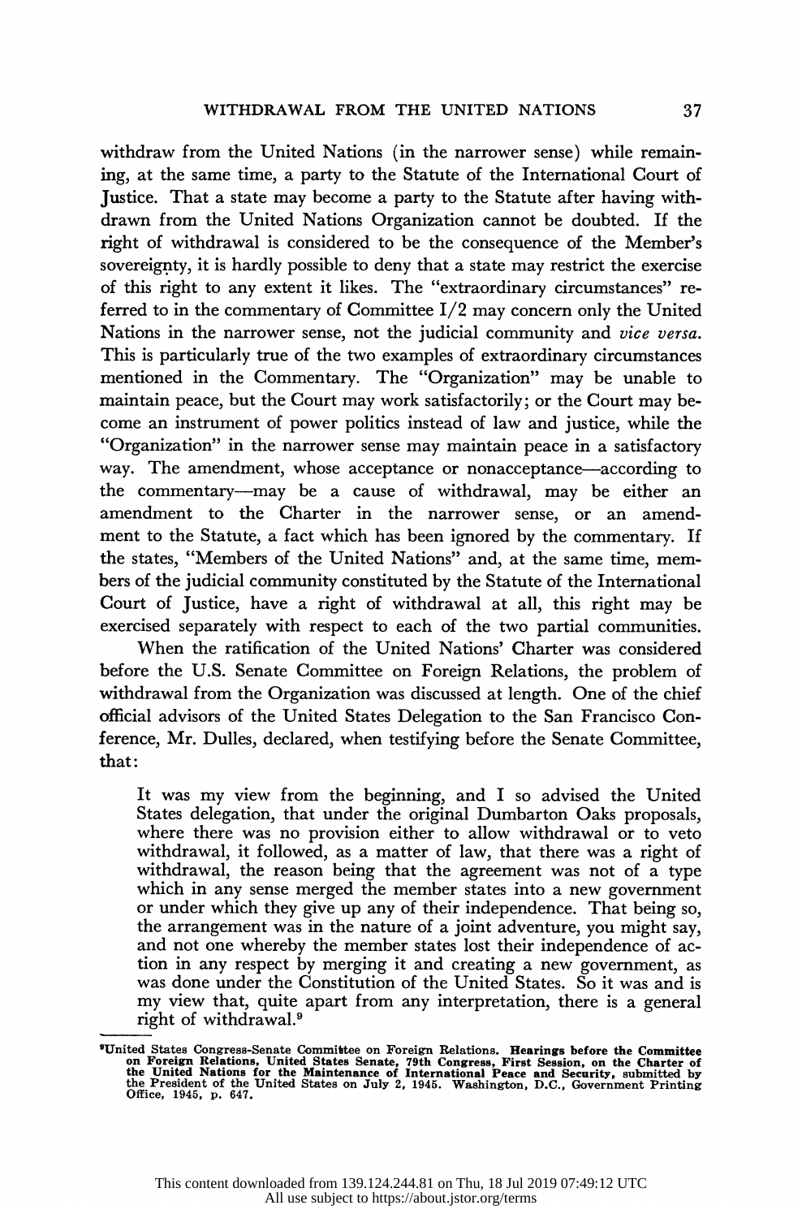withdraw from the United Nations (in the narrower sense) while remaining, at the same time, a party to the Statute of the International Court of Justice. That a state may become a party to the Statute after having withdrawn from the United Nations Organization cannot be doubted. If the right of withdrawal is considered to be the consequence of the Member's sovereignty, it is hardly possible to deny that a state may restrict the exercise of this right to any extent it likes. The "extraordinary circumstances" referred to in the commentary of Committee I/2 may concern only the United Nations in the narrower sense, not the judicial community and *vice versa.* This is particularly true of the two examples of extraordinary circumstances mentioned in the Commentary. The "Organization" may be unable to maintain peace, but the Court may work satisfactorily; or the Court may become an instrument of power politics instead of law and justice, while the "Organization" in the narrower sense may maintain peace in a satisfactory way. The amendment, whose acceptance or nonacceptance—according to the commentary—may be a cause of withdrawal, may be either an amendment to the Charter in the narrower sense, or an amendment to the Statute, a fact which has been ignored by the commentary. If the states, "Members of the United Nations" and, at the same time, members of the judicial community constituted by the Statute of the International Court of Justice, have a right of withdrawal at all, this right may be exercised separately with respect to each of the two partial communities.

When the ratification of the United Nations' Charter was considered before the U.S. Senate Committee on Foreign Relations, the problem of withdrawal from the Organization was discussed at length. One of the chief official advisors of the United States Delegation to the San Francisco Conference, Mr. Dulles, declared, when testifying before the Senate Committee, that:

> It was my view from the beginning, and I so advised the United States delegation, that under the original Dumbarton Oaks proposals, where there was no provision either to allow withdrawal or to veto withdrawal, it followed, as a matter of law, that there was a right of withdrawal, the reason being that the agreement was not of a type which in any sense merged the member states into a new government or under which they give up any of their independence. That being so, the arrangement was in the nature of a joint adventure, you might say, and not one whereby the member states lost their independence of action in any respect by merging it and creating a new government, as was done under the Constitution of the United States. So it was and is my view that, quite apart from any interpretation, there is a general right of withdrawal.[9]

[9] United States Congress-Senate Committee on Foreign Relations. **Hearings before the Committee on Foreign Relations, United States Senate, 79th Congress, First Session, on the Charter of the United Nations for the Maintenance of International Peace and Security, submitted by the President of the United States on July 2, 1945.** Washington, D.C., Government Printing Office, 1945, p. 647.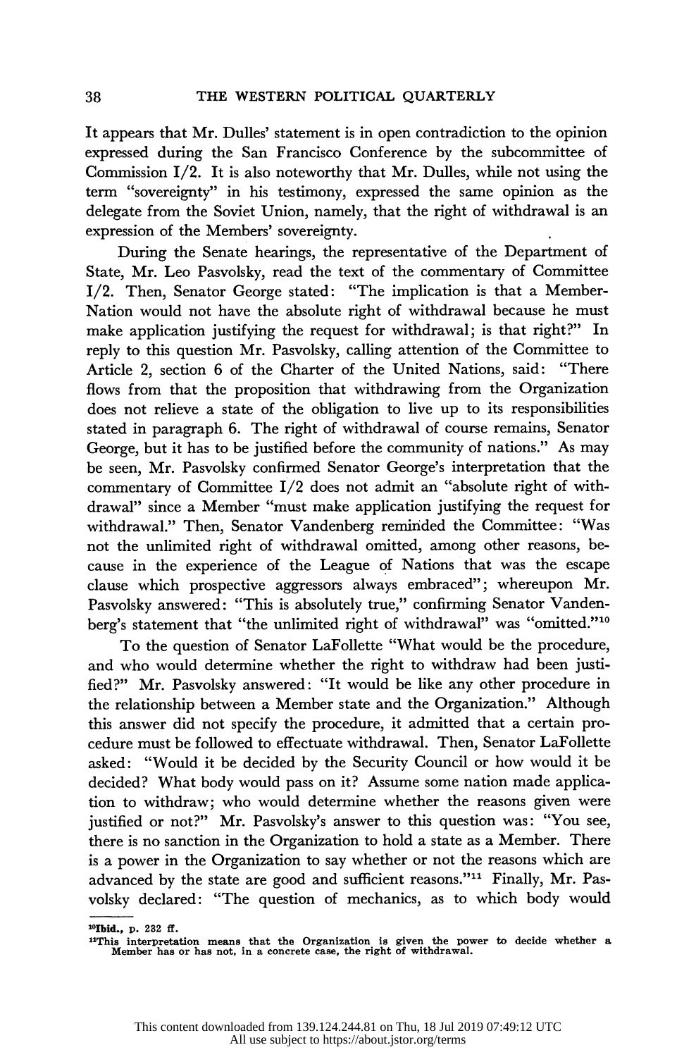It appears that Mr. Dulles' statement is in open contradiction to the opinion expressed during the San Francisco Conference by the subcommittee of Commission I/2. It is also noteworthy that Mr. Dulles, while not using the term "sovereignty" in his testimony, expressed the same opinion as the delegate from the Soviet Union, namely, that the right of withdrawal is an expression of the Members' sovereignty.

During the Senate hearings, the representative of the Department of State, Mr. Leo Pasvolsky, read the text of the commentary of Committee I/2. Then, Senator George stated: "The implication is that a Member-Nation would not have the absolute right of withdrawal because he must make application justifying the request for withdrawal; is that right?" In reply to this question Mr. Pasvolsky, calling attention of the Committee to Article 2, section 6 of the Charter of the United Nations, said: "There flows from that the proposition that withdrawing from the Organization does not relieve a state of the obligation to live up to its responsibilities stated in paragraph 6. The right of withdrawal of course remains, Senator George, but it has to be justified before the community of nations." As may be seen, Mr. Pasvolsky confirmed Senator George's interpretation that the commentary of Committee I/2 does not admit an "absolute right of withdrawal" since a Member "must make application justifying the request for withdrawal." Then, Senator Vandenberg reminded the Committee: "Was not the unlimited right of withdrawal omitted, among other reasons, because in the experience of the League of Nations that was the escape clause which prospective aggressors always embraced"; whereupon Mr. Pasvolsky answered: "This is absolutely true," confirming Senator Vandenberg's statement that "the unlimited right of withdrawal" was "omitted."[10]

To the question of Senator LaFollette "What would be the procedure, and who would determine whether the right to withdraw had been justified?" Mr. Pasvolsky answered: "It would be like any other procedure in the relationship between a Member state and the Organization." Although this answer did not specify the procedure, it admitted that a certain procedure must be followed to effectuate withdrawal. Then, Senator LaFollette asked: "Would it be decided by the Security Council or how would it be decided? What body would pass on it? Assume some nation made application to withdraw; who would determine whether the reasons given were justified or not?" Mr. Pasvolsky's answer to this question was: "You see, there is no sanction in the Organization to hold a state as a Member. There is a power in the Organization to say whether or not the reasons which are advanced by the state are good and sufficient reasons."[11] Finally, Mr. Pasvolsky declared: "The question of mechanics, as to which body would

---

[10] Ibid., p. 232 ff.

[11] This interpretation means that the Organization is given the power to decide whether a Member has or has not, in a concrete case, the right of withdrawal.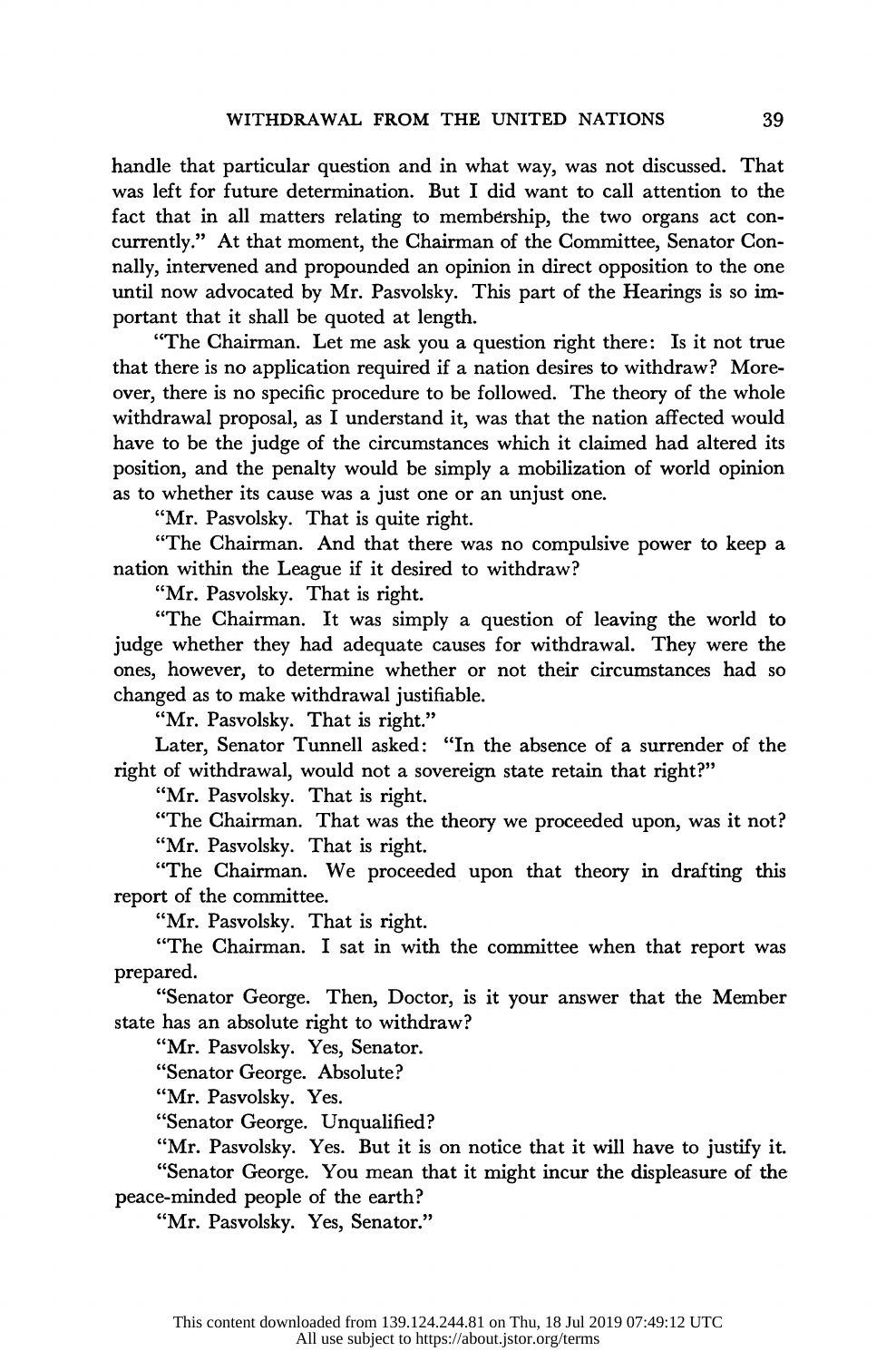handle that particular question and in what way, was not discussed. That was left for future determination. But I did want to call attention to the fact that in all matters relating to membership, the two organs act concurrently." At that moment, the Chairman of the Committee, Senator Connally, intervened and propounded an opinion in direct opposition to the one until now advocated by Mr. Pasvolsky. This part of the Hearings is so important that it shall be quoted at length.

"The Chairman. Let me ask you a question right there: Is it not true that there is no application required if a nation desires to withdraw? Moreover, there is no specific procedure to be followed. The theory of the whole withdrawal proposal, as I understand it, was that the nation affected would have to be the judge of the circumstances which it claimed had altered its position, and the penalty would be simply a mobilization of world opinion as to whether its cause was a just one or an unjust one.

"Mr. Pasvolsky. That is quite right.

"The Chairman. And that there was no compulsive power to keep a nation within the League if it desired to withdraw?

"Mr. Pasvolsky. That is right.

"The Chairman. It was simply a question of leaving the world to judge whether they had adequate causes for withdrawal. They were the ones, however, to determine whether or not their circumstances had so changed as to make withdrawal justifiable.

"Mr. Pasvolsky. That is right."

Later, Senator Tunnell asked: "In the absence of a surrender of the right of withdrawal, would not a sovereign state retain that right?"

"Mr. Pasvolsky. That is right.

"The Chairman. That was the theory we proceeded upon, was it not?

"Mr. Pasvolsky. That is right.

"The Chairman. We proceeded upon that theory in drafting this report of the committee.

"Mr. Pasvolsky. That is right.

"The Chairman. I sat in with the committee when that report was prepared.

"Senator George. Then, Doctor, is it your answer that the Member state has an absolute right to withdraw?

"Mr. Pasvolsky. Yes, Senator.

"Senator George. Absolute?

"Mr. Pasvolsky. Yes.

"Senator George. Unqualified?

"Mr. Pasvolsky. Yes. But it is on notice that it will have to justify it.

"Senator George. You mean that it might incur the displeasure of the peace-minded people of the earth?

"Mr. Pasvolsky. Yes, Senator."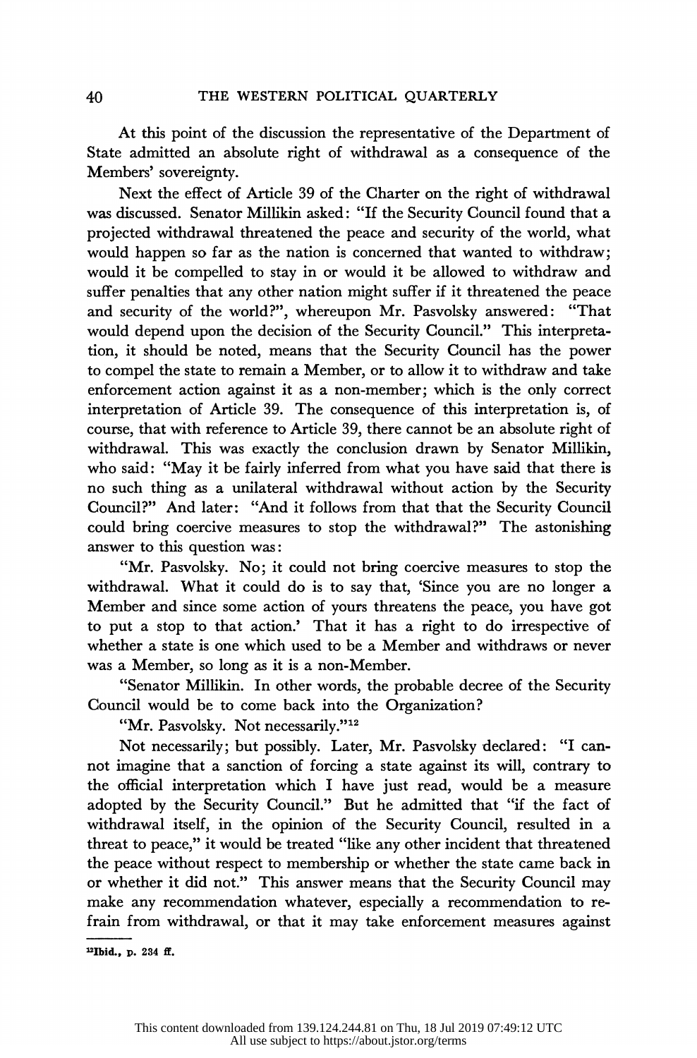At this point of the discussion the representative of the Department of State admitted an absolute right of withdrawal as a consequence of the Members' sovereignty.

Next the effect of Article 39 of the Charter on the right of withdrawal was discussed. Senator Millikin asked: "If the Security Council found that a projected withdrawal threatened the peace and security of the world, what would happen so far as the nation is concerned that wanted to withdraw; would it be compelled to stay in or would it be allowed to withdraw and suffer penalties that any other nation might suffer if it threatened the peace and security of the world?", whereupon Mr. Pasvolsky answered: "That would depend upon the decision of the Security Council." This interpretation, it should be noted, means that the Security Council has the power to compel the state to remain a Member, or to allow it to withdraw and take enforcement action against it as a non-member; which is the only correct interpretation of Article 39. The consequence of this interpretation is, of course, that with reference to Article 39, there cannot be an absolute right of withdrawal. This was exactly the conclusion drawn by Senator Millikin, who said: "May it be fairly inferred from what you have said that there is no such thing as a unilateral withdrawal without action by the Security Council?" And later: "And it follows from that that the Security Council could bring coercive measures to stop the withdrawal?" The astonishing answer to this question was:

"Mr. Pasvolsky. No; it could not bring coercive measures to stop the withdrawal. What it could do is to say that, 'Since you are no longer a Member and since some action of yours threatens the peace, you have got to put a stop to that action.' That it has a right to do irrespective of whether a state is one which used to be a Member and withdraws or never was a Member, so long as it is a non-Member.

"Senator Millikin. In other words, the probable decree of the Security Council would be to come back into the Organization?

"Mr. Pasvolsky. Not necessarily."[12]

Not necessarily; but possibly. Later, Mr. Pasvolsky declared: "I cannot imagine that a sanction of forcing a state against its will, contrary to the official interpretation which I have just read, would be a measure adopted by the Security Council." But he admitted that "if the fact of withdrawal itself, in the opinion of the Security Council, resulted in a threat to peace," it would be treated "like any other incident that threatened the peace without respect to membership or whether the state came back in or whether it did not." This answer means that the Security Council may make any recommendation whatever, especially a recommendation to refrain from withdrawal, or that it may take enforcement measures against

[12] Ibid., p. 234 ff.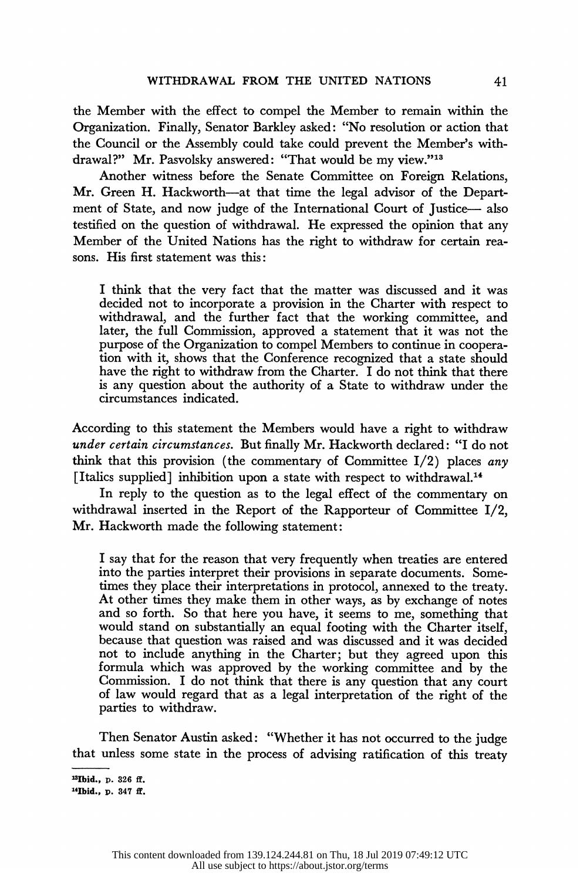the Member with the effect to compel the Member to remain within the Organization. Finally, Senator Barkley asked: "No resolution or action that the Council or the Assembly could take could prevent the Member's withdrawal?" Mr. Pasvolsky answered: "That would be my view."[13]

Another witness before the Senate Committee on Foreign Relations, Mr. Green H. Hackworth—at that time the legal advisor of the Department of State, and now judge of the International Court of Justice— also testified on the question of withdrawal. He expressed the opinion that any Member of the United Nations has the right to withdraw for certain reasons. His first statement was this:

> I think that the very fact that the matter was discussed and it was decided not to incorporate a provision in the Charter with respect to withdrawal, and the further fact that the working committee, and later, the full Commission, approved a statement that it was not the purpose of the Organization to compel Members to continue in cooperation with it, shows that the Conference recognized that a state should have the right to withdraw from the Charter. I do not think that there is any question about the authority of a State to withdraw under the circumstances indicated.

According to this statement the Members would have a right to withdraw *under certain circumstances*. But finally Mr. Hackworth declared: "I do not think that this provision (the commentary of Committee I/2) places *any* [Italics supplied] inhibition upon a state with respect to withdrawal.[14]

In reply to the question as to the legal effect of the commentary on withdrawal inserted in the Report of the Rapporteur of Committee I/2, Mr. Hackworth made the following statement:

> I say that for the reason that very frequently when treaties are entered into the parties interpret their provisions in separate documents. Sometimes they place their interpretations in protocol, annexed to the treaty. At other times they make them in other ways, as by exchange of notes and so forth. So that here you have, it seems to me, something that would stand on substantially an equal footing with the Charter itself, because that question was raised and was discussed and it was decided not to include anything in the Charter; but they agreed upon this formula which was approved by the working committee and by the Commission. I do not think that there is any question that any court of law would regard that as a legal interpretation of the right of the parties to withdraw.

Then Senator Austin asked: "Whether it has not occurred to the judge that unless some state in the process of advising ratification of this treaty

---

[13] Ibid., p. 326 ff.

[14] Ibid., p. 347 ff.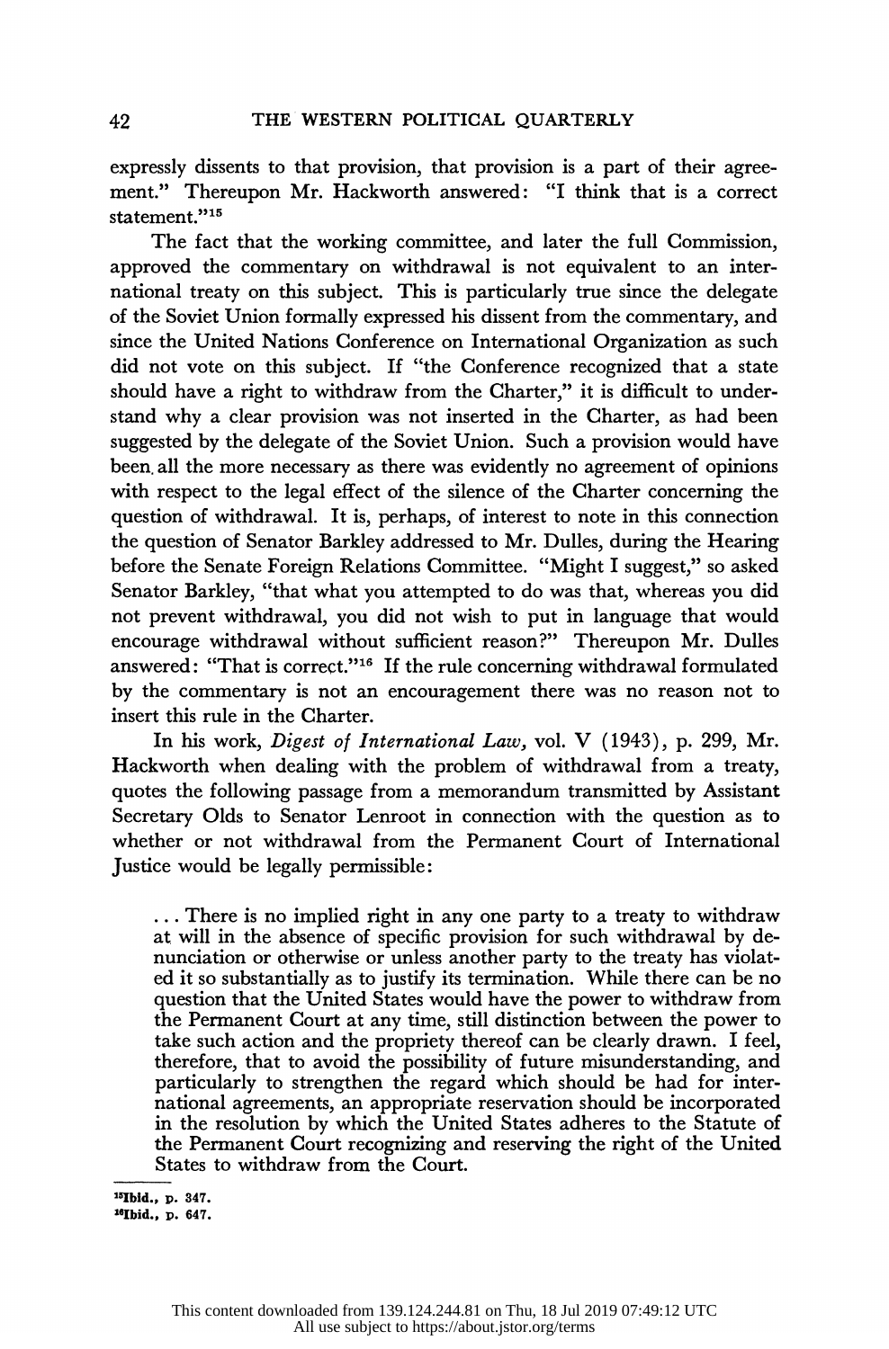expressly dissents to that provision, that provision is a part of their agreement." Thereupon Mr. Hackworth answered: "I think that is a correct statement."[15]

The fact that the working committee, and later the full Commission, approved the commentary on withdrawal is not equivalent to an international treaty on this subject. This is particularly true since the delegate of the Soviet Union formally expressed his dissent from the commentary, and since the United Nations Conference on International Organization as such did not vote on this subject. If "the Conference recognized that a state should have a right to withdraw from the Charter," it is difficult to understand why a clear provision was not inserted in the Charter, as had been suggested by the delegate of the Soviet Union. Such a provision would have been all the more necessary as there was evidently no agreement of opinions with respect to the legal effect of the silence of the Charter concerning the question of withdrawal. It is, perhaps, of interest to note in this connection the question of Senator Barkley addressed to Mr. Dulles, during the Hearing before the Senate Foreign Relations Committee. "Might I suggest," so asked Senator Barkley, "that what you attempted to do was that, whereas you did not prevent withdrawal, you did not wish to put in language that would encourage withdrawal without sufficient reason?" Thereupon Mr. Dulles answered: "That is correct."[16] If the rule concerning withdrawal formulated by the commentary is not an encouragement there was no reason not to insert this rule in the Charter.

In his work, *Digest of International Law,* vol. V (1943), p. 299, Mr. Hackworth when dealing with the problem of withdrawal from a treaty, quotes the following passage from a memorandum transmitted by Assistant Secretary Olds to Senator Lenroot in connection with the question as to whether or not withdrawal from the Permanent Court of International Justice would be legally permissible:

> ... There is no implied right in any one party to a treaty to withdraw at will in the absence of specific provision for such withdrawal by denunciation or otherwise or unless another party to the treaty has violated it so substantially as to justify its termination. While there can be no question that the United States would have the power to withdraw from the Permanent Court at any time, still distinction between the power to take such action and the propriety thereof can be clearly drawn. I feel, therefore, that to avoid the possibility of future misunderstanding, and particularly to strengthen the regard which should be had for international agreements, an appropriate reservation should be incorporated in the resolution by which the United States adheres to the Statute of the Permanent Court recognizing and reserving the right of the United States to withdraw from the Court.

[15] Ibid., p. 347.
[16] Ibid., p. 647.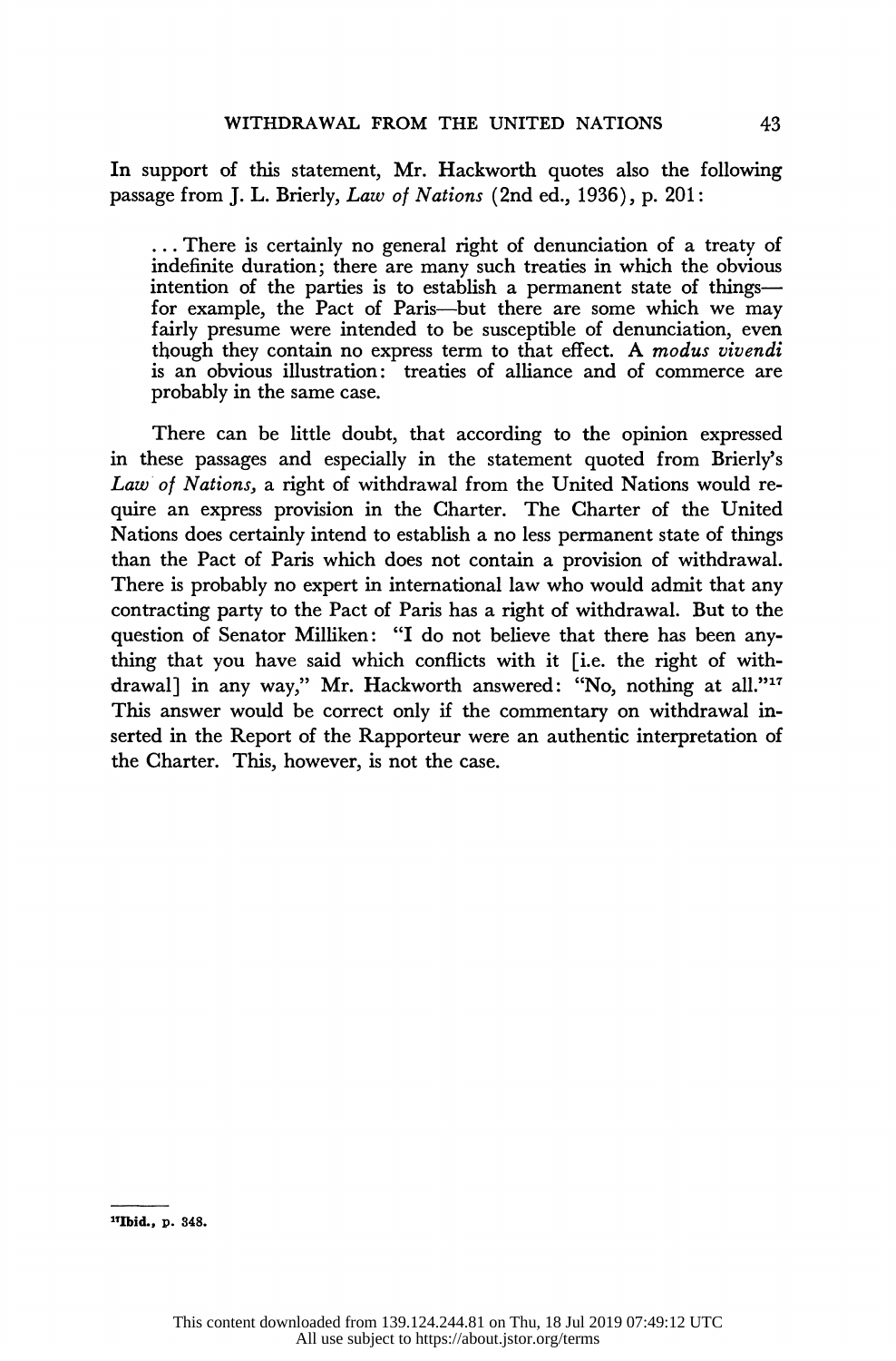In support of this statement, Mr. Hackworth quotes also the following passage from J. L. Brierly, *Law of Nations* (2nd ed., 1936), p. 201:

> . . . There is certainly no general right of denunciation of a treaty of indefinite duration; there are many such treaties in which the obvious intention of the parties is to establish a permanent state of things—for example, the Pact of Paris—but there are some which we may fairly presume were intended to be susceptible of denunciation, even though they contain no express term to that effect. A *modus vivendi* is an obvious illustration: treaties of alliance and of commerce are probably in the same case.

There can be little doubt, that according to the opinion expressed in these passages and especially in the statement quoted from Brierly's *Law of Nations*, a right of withdrawal from the United Nations would require an express provision in the Charter. The Charter of the United Nations does certainly intend to establish a no less permanent state of things than the Pact of Paris which does not contain a provision of withdrawal. There is probably no expert in international law who would admit that any contracting party to the Pact of Paris has a right of withdrawal. But to the question of Senator Milliken: "I do not believe that there has been anything that you have said which conflicts with it [i.e. the right of withdrawal] in any way," Mr. Hackworth answered: "No, nothing at all."[17] This answer would be correct only if the commentary on withdrawal inserted in the Report of the Rapporteur were an authentic interpretation of the Charter. This, however, is not the case.

---

[17] Ibid., p. 348.